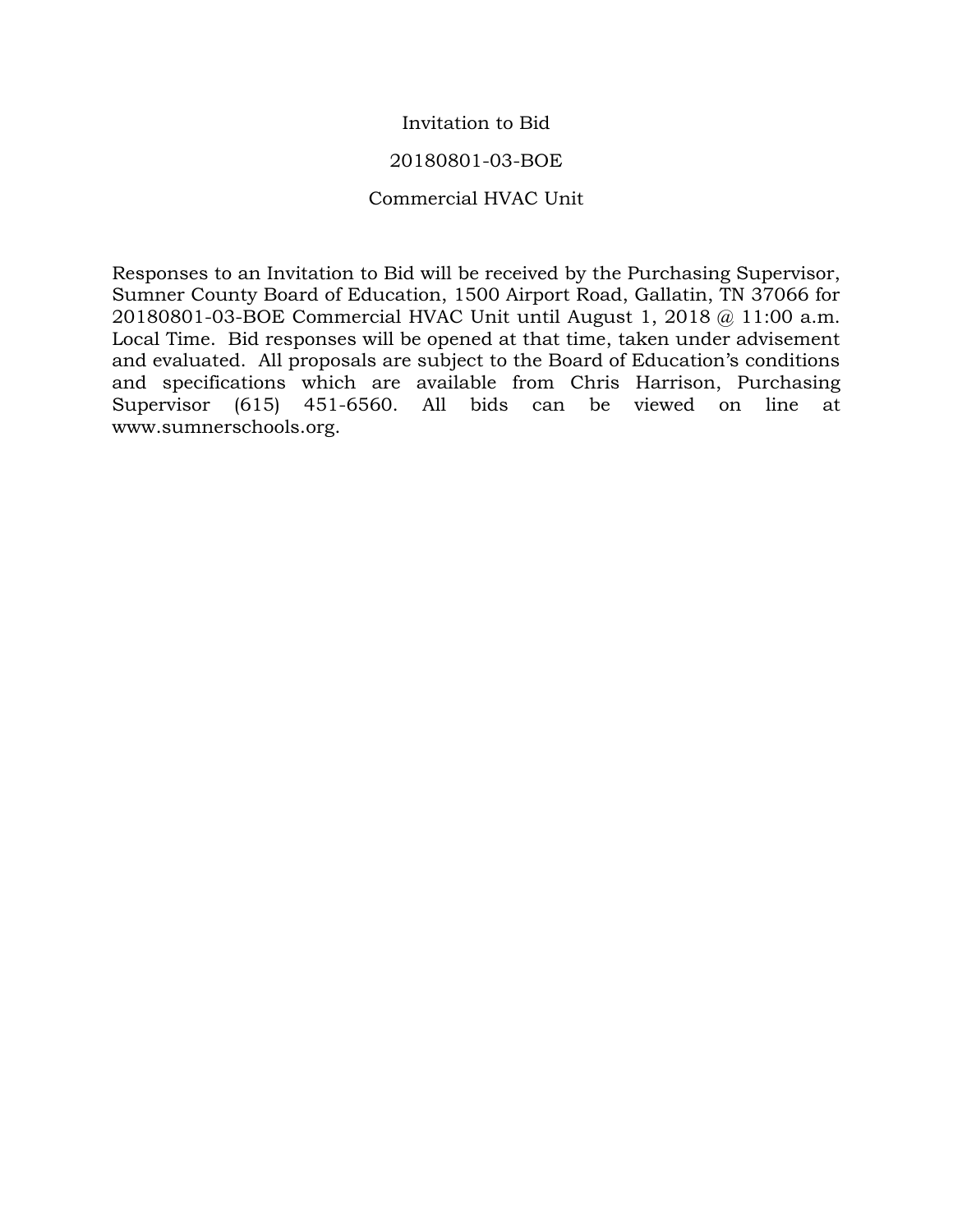# Invitation to Bid

## 20180801-03-BOE

## Commercial HVAC Unit

Responses to an Invitation to Bid will be received by the Purchasing Supervisor, Sumner County Board of Education, 1500 Airport Road, Gallatin, TN 37066 for 20180801-03-BOE Commercial HVAC Unit until August 1, 2018 @ 11:00 a.m. Local Time. Bid responses will be opened at that time, taken under advisement and evaluated. All proposals are subject to the Board of Education's conditions and specifications which are available from Chris Harrison, Purchasing Supervisor (615) 451-6560. All bids can be viewed on line at www.sumnerschools.org.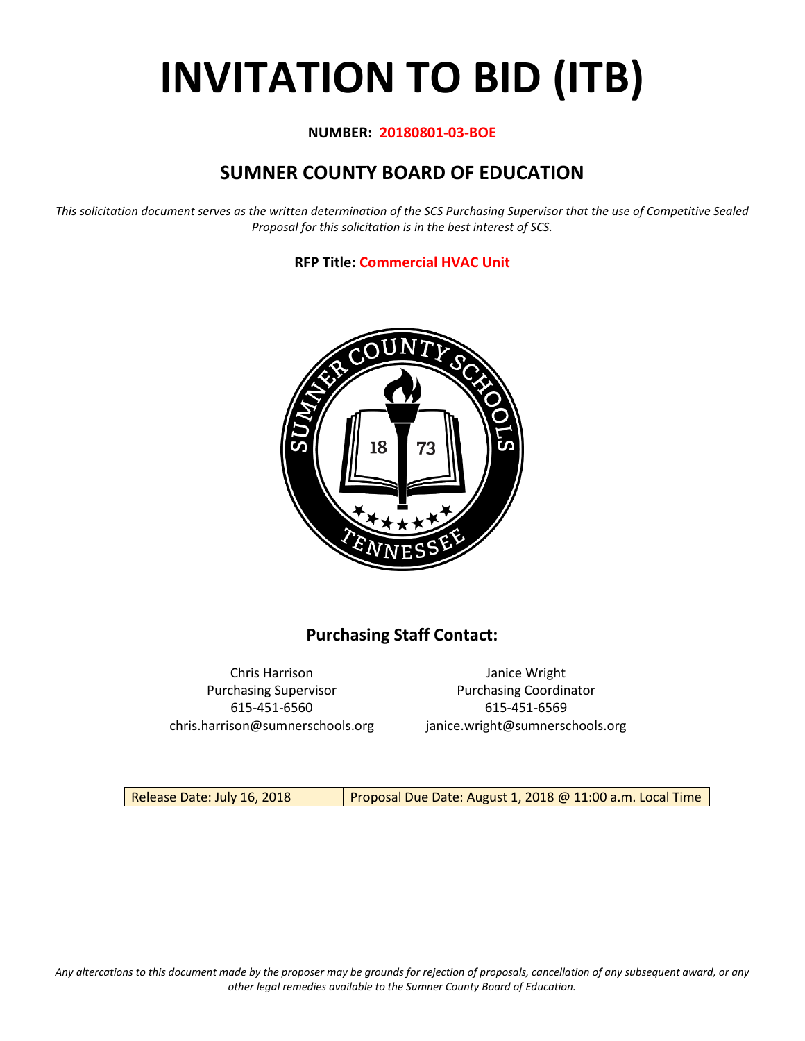# INVITATION TO BID (ITB)

**NUMBER: 20180801-03-BOE**

## SUMNER COUNTY BOARD OF EDUCATION

*This solicitation document serves as the written determination of the SCS Purchasing Supervisor that the use of Competitive Sealed Proposal for this solicitation is in the best interest of SCS.*

**RFP Title: Commercial HVAC Unit**

### Purchasing Staff Contact:

Chris Harrison
Purchasing Supervisor
615-451-6560
chris.harrison@sumnerschools.org

Janice Wright
Purchasing Coordinator
615-451-6569
janice.wright@sumnerschools.org

| Release Date: July 16, 2018 | Proposal Due Date: August 1, 2018 @ 11:00 a.m. Local Time |
|---|---|

*Any altercations to this document made by the proposer may be grounds for rejection of proposals, cancellation of any subsequent award, or any other legal remedies available to the Sumner County Board of Education.*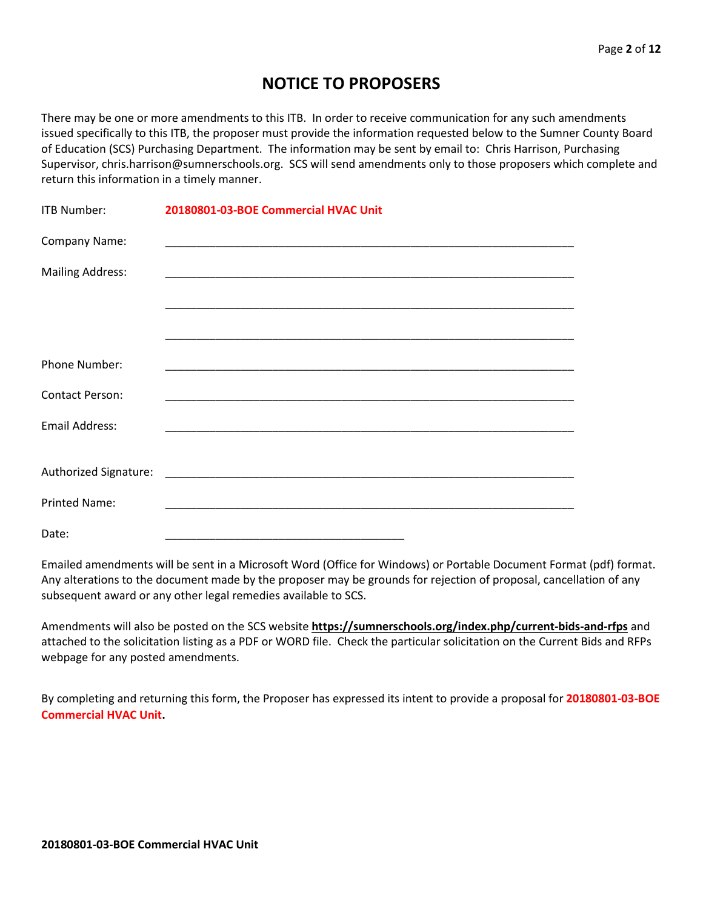# NOTICE TO PROPOSERS

There may be one or more amendments to this ITB. In order to receive communication for any such amendments issued specifically to this ITB, the proposer must provide the information requested below to the Sumner County Board of Education (SCS) Purchasing Department. The information may be sent by email to: Chris Harrison, Purchasing Supervisor, chris.harrison@sumnerschools.org. SCS will send amendments only to those proposers which complete and return this information in a timely manner.

ITB Number: **20180801-03-BOE Commercial HVAC Unit**

Company Name: ___________________________________________________________________

Mailing Address: ___________________________________________________________________

___________________________________________________________________

___________________________________________________________________

Phone Number: ___________________________________________________________________

Contact Person: ___________________________________________________________________

Email Address: ___________________________________________________________________

Authorized Signature: ___________________________________________________________________

Printed Name: ___________________________________________________________________

Date: ______________________________________

Emailed amendments will be sent in a Microsoft Word (Office for Windows) or Portable Document Format (pdf) format. Any alterations to the document made by the proposer may be grounds for rejection of proposal, cancellation of any subsequent award or any other legal remedies available to SCS.

Amendments will also be posted on the SCS website **https://sumnerschools.org/index.php/current-bids-and-rfps** and attached to the solicitation listing as a PDF or WORD file. Check the particular solicitation on the Current Bids and RFPs webpage for any posted amendments.

By completing and returning this form, the Proposer has expressed its intent to provide a proposal for **20180801-03-BOE Commercial HVAC Unit.**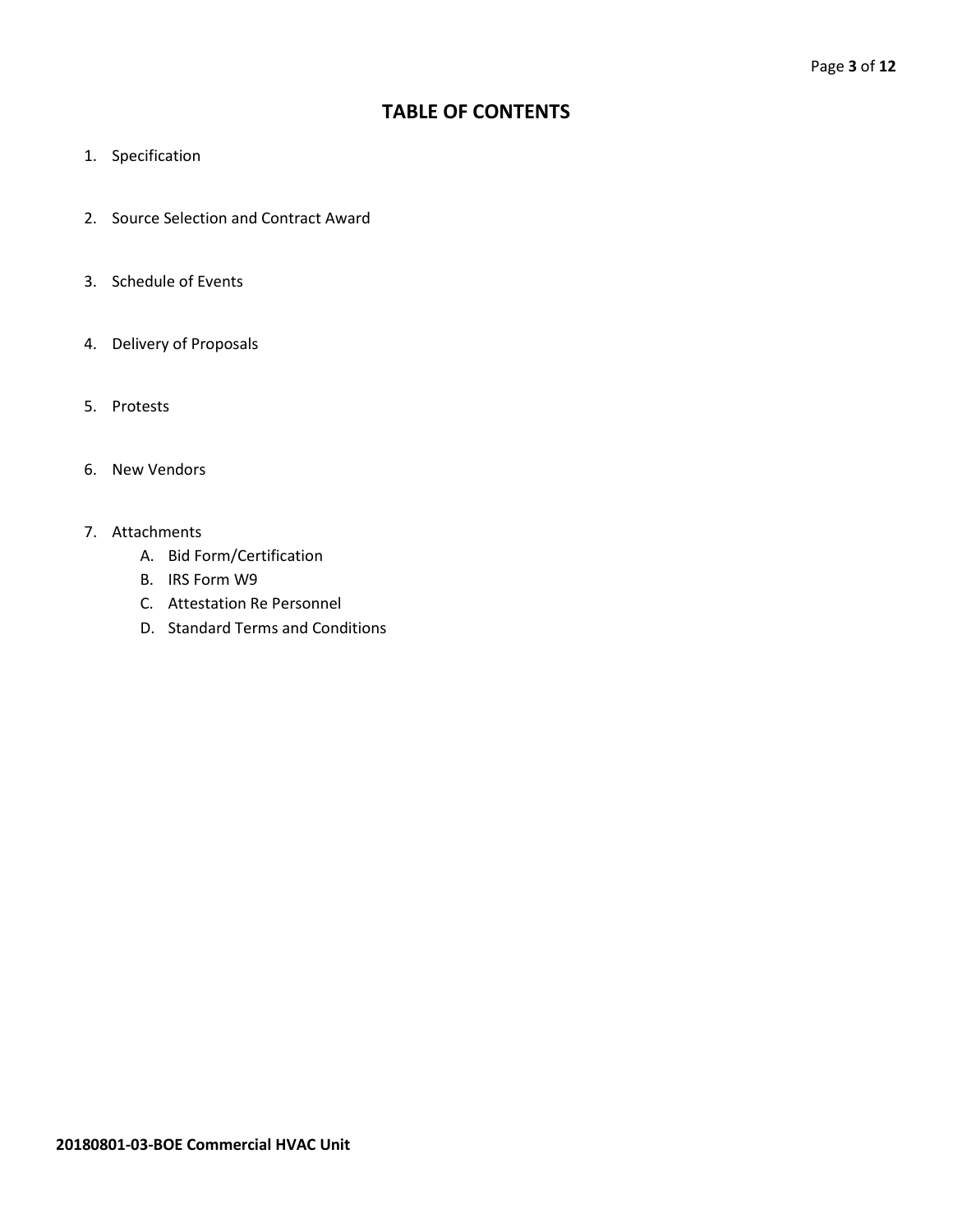# TABLE OF CONTENTS

1. Specification

2. Source Selection and Contract Award

3. Schedule of Events

4. Delivery of Proposals

5. Protests

6. New Vendors

7. Attachments
   - A. Bid Form/Certification
   - B. IRS Form W9
   - C. Attestation Re Personnel
   - D. Standard Terms and Conditions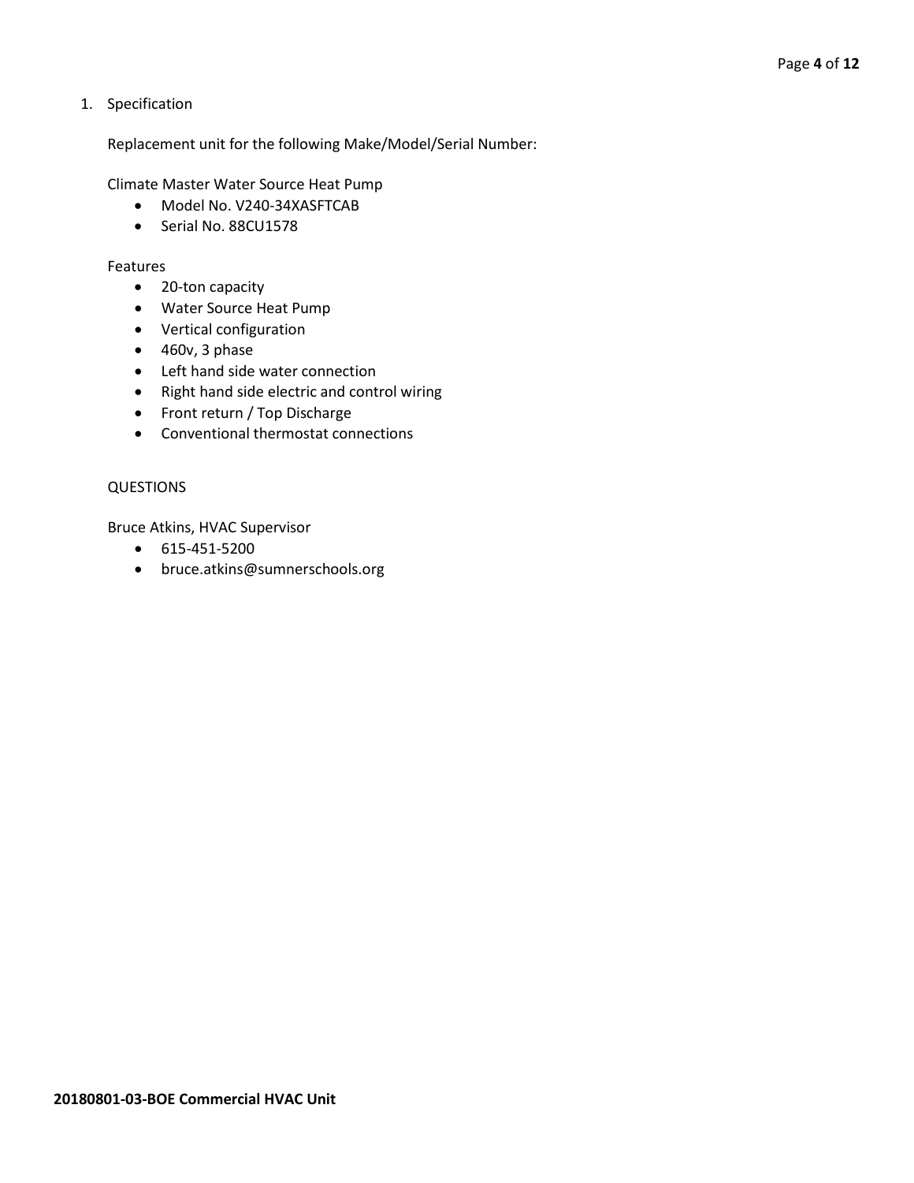1. Specification

   Replacement unit for the following Make/Model/Serial Number:

   Climate Master Water Source Heat Pump

   - Model No. V240-34XASFTCAB
   - Serial No. 88CU1578

   Features

   - 20-ton capacity
   - Water Source Heat Pump
   - Vertical configuration
   - 460v, 3 phase
   - Left hand side water connection
   - Right hand side electric and control wiring
   - Front return / Top Discharge
   - Conventional thermostat connections

   QUESTIONS

   Bruce Atkins, HVAC Supervisor

   - 615-451-5200
   - bruce.atkins@sumnerschools.org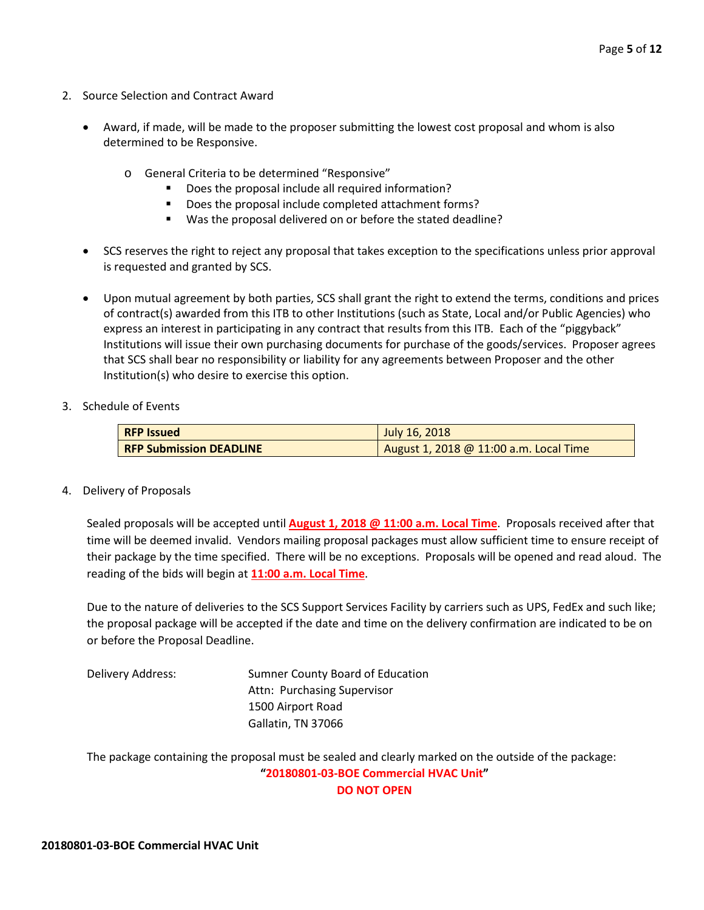2. Source Selection and Contract Award

- Award, if made, will be made to the proposer submitting the lowest cost proposal and whom is also determined to be Responsive.
  - General Criteria to be determined "Responsive"
    - Does the proposal include all required information?
    - Does the proposal include completed attachment forms?
    - Was the proposal delivered on or before the stated deadline?
- SCS reserves the right to reject any proposal that takes exception to the specifications unless prior approval is requested and granted by SCS.
- Upon mutual agreement by both parties, SCS shall grant the right to extend the terms, conditions and prices of contract(s) awarded from this ITB to other Institutions (such as State, Local and/or Public Agencies) who express an interest in participating in any contract that results from this ITB. Each of the "piggyback" Institutions will issue their own purchasing documents for purchase of the goods/services. Proposer agrees that SCS shall bear no responsibility or liability for any agreements between Proposer and the other Institution(s) who desire to exercise this option.

3. Schedule of Events

| **RFP Issued** | July 16, 2018 |
| --- | --- |
| **RFP Submission DEADLINE** | August 1, 2018 @ 11:00 a.m. Local Time |

4. Delivery of Proposals

Sealed proposals will be accepted until **August 1, 2018 @ 11:00 a.m. Local Time**. Proposals received after that time will be deemed invalid. Vendors mailing proposal packages must allow sufficient time to ensure receipt of their package by the time specified. There will be no exceptions. Proposals will be opened and read aloud. The reading of the bids will begin at **11:00 a.m. Local Time**.

Due to the nature of deliveries to the SCS Support Services Facility by carriers such as UPS, FedEx and such like; the proposal package will be accepted if the date and time on the delivery confirmation are indicated to be on or before the Proposal Deadline.

Delivery Address: Sumner County Board of Education
Attn: Purchasing Supervisor
1500 Airport Road
Gallatin, TN 37066

The package containing the proposal must be sealed and clearly marked on the outside of the package:

**"20180801-03-BOE Commercial HVAC Unit"**

**DO NOT OPEN**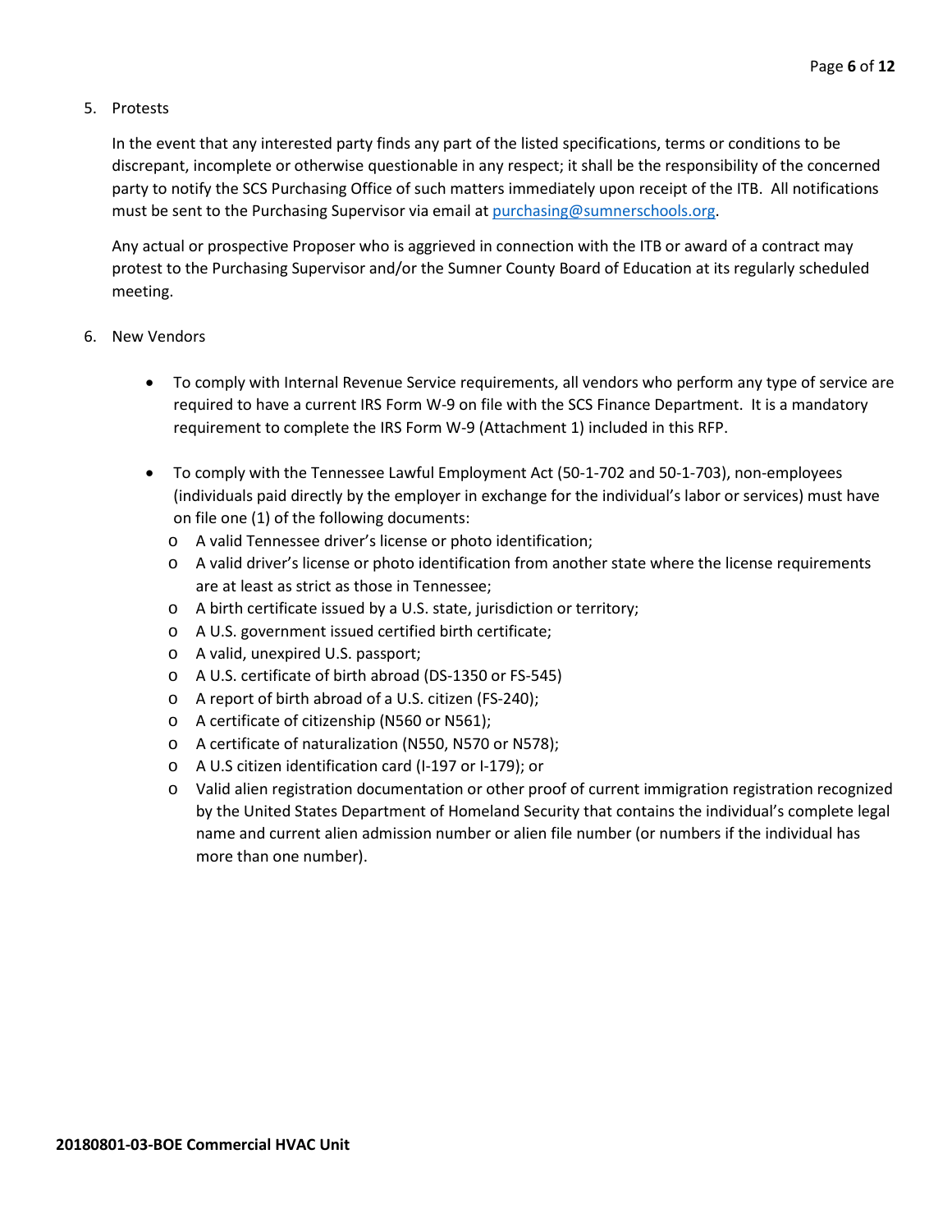5. Protests

   In the event that any interested party finds any part of the listed specifications, terms or conditions to be discrepant, incomplete or otherwise questionable in any respect; it shall be the responsibility of the concerned party to notify the SCS Purchasing Office of such matters immediately upon receipt of the ITB. All notifications must be sent to the Purchasing Supervisor via email at purchasing@sumnerschools.org.

   Any actual or prospective Proposer who is aggrieved in connection with the ITB or award of a contract may protest to the Purchasing Supervisor and/or the Sumner County Board of Education at its regularly scheduled meeting.

6. New Vendors

   - To comply with Internal Revenue Service requirements, all vendors who perform any type of service are required to have a current IRS Form W-9 on file with the SCS Finance Department. It is a mandatory requirement to complete the IRS Form W-9 (Attachment 1) included in this RFP.

   - To comply with the Tennessee Lawful Employment Act (50-1-702 and 50-1-703), non-employees (individuals paid directly by the employer in exchange for the individual's labor or services) must have on file one (1) of the following documents:
     - A valid Tennessee driver's license or photo identification;
     - A valid driver's license or photo identification from another state where the license requirements are at least as strict as those in Tennessee;
     - A birth certificate issued by a U.S. state, jurisdiction or territory;
     - A U.S. government issued certified birth certificate;
     - A valid, unexpired U.S. passport;
     - A U.S. certificate of birth abroad (DS-1350 or FS-545)
     - A report of birth abroad of a U.S. citizen (FS-240);
     - A certificate of citizenship (N560 or N561);
     - A certificate of naturalization (N550, N570 or N578);
     - A U.S citizen identification card (I-197 or I-179); or
     - Valid alien registration documentation or other proof of current immigration registration recognized by the United States Department of Homeland Security that contains the individual's complete legal name and current alien admission number or alien file number (or numbers if the individual has more than one number).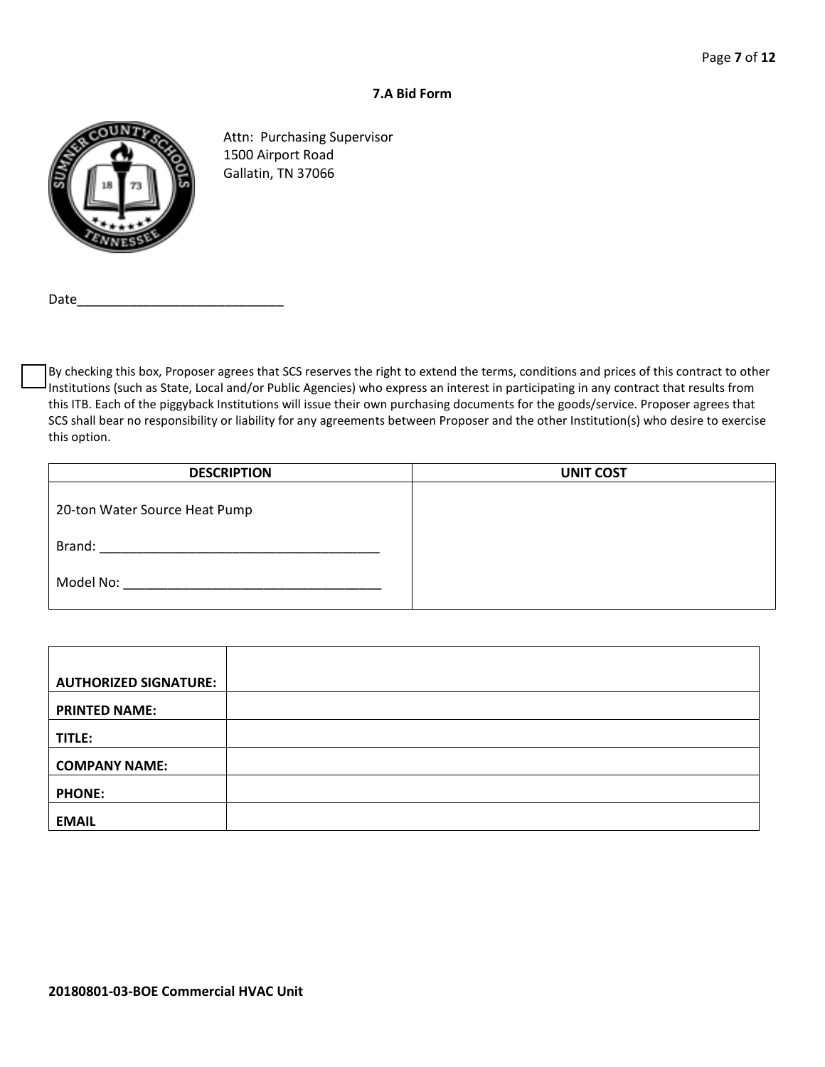### 7.A Bid Form

Attn: Purchasing Supervisor
1500 Airport Road
Gallatin, TN 37066

Date_____________________________

☐ By checking this box, Proposer agrees that SCS reserves the right to extend the terms, conditions and prices of this contract to other Institutions (such as State, Local and/or Public Agencies) who express an interest in participating in any contract that results from this ITB. Each of the piggyback Institutions will issue their own purchasing documents for the goods/service. Proposer agrees that SCS shall bear no responsibility or liability for any agreements between Proposer and the other Institution(s) who desire to exercise this option.

| DESCRIPTION | UNIT COST |
|---|---|
| 20-ton Water Source Heat Pump<br><br>Brand: _______________________________________<br><br>Model No: ____________________________________ | |

| | |
|---|---|
| **AUTHORIZED SIGNATURE:** | |
| **PRINTED NAME:** | |
| **TITLE:** | |
| **COMPANY NAME:** | |
| **PHONE:** | |
| **EMAIL** | |

**20180801-03-BOE Commercial HVAC Unit**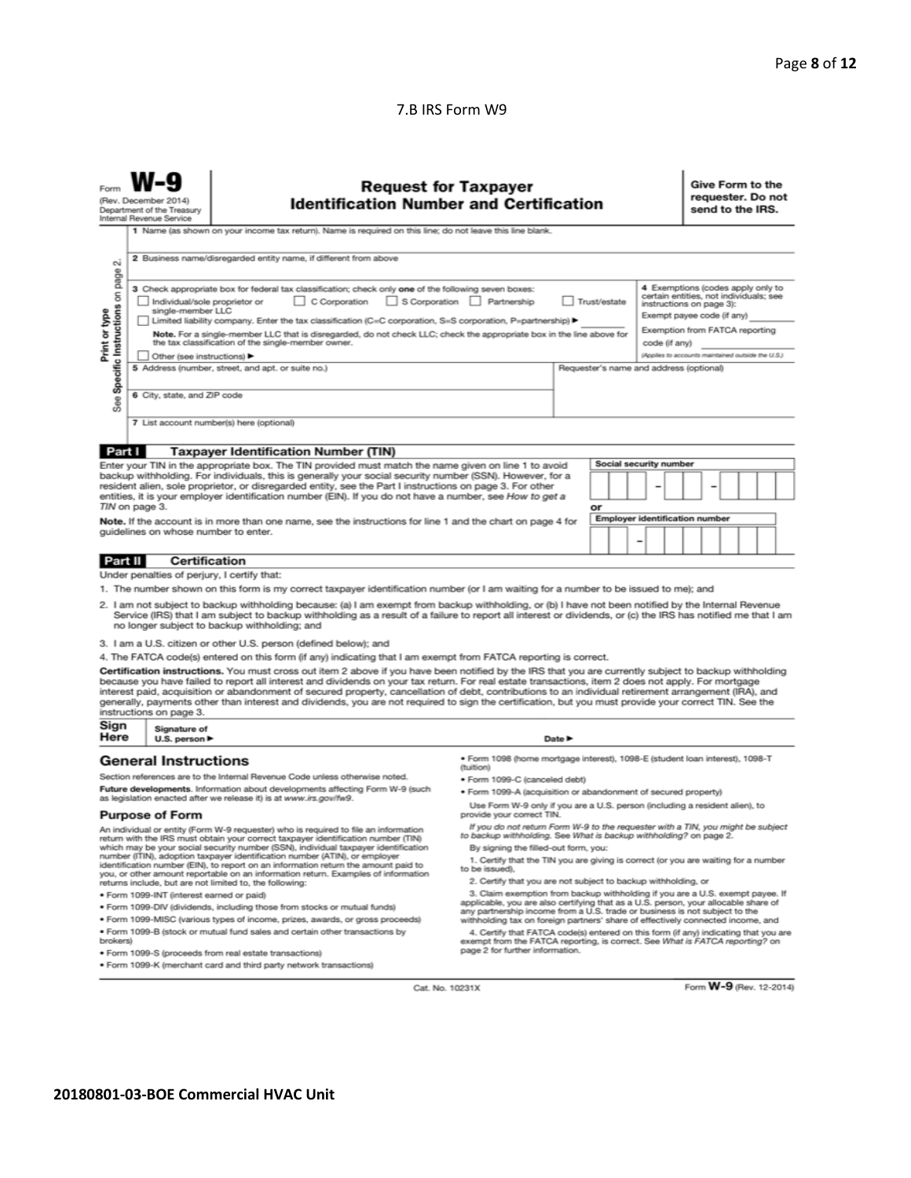## 7.B IRS Form W9

Form **W-9**
(Rev. December 2014)
Department of the Treasury
Internal Revenue Service

# Request for Taxpayer Identification Number and Certification

**Give Form to the requester. Do not send to the IRS.**

Print or type
See **Specific Instructions** on page 2.

1 Name (as shown on your income tax return). Name is required on this line; do not leave this line blank.

2 Business name/disregarded entity name, if different from above

3 Check appropriate box for federal tax classification; check only **one** of the following seven boxes:

☐ Individual/sole proprietor or single-member LLC ☐ C Corporation ☐ S Corporation ☐ Partnership ☐ Trust/estate

☐ Limited liability company. Enter the tax classification (C=C corporation, S=S corporation, P=partnership) ► ________

**Note.** For a single-member LLC that is disregarded, do not check LLC; check the appropriate box in the line above for the tax classification of the single-member owner.

☐ Other (see instructions) ►

4 Exemptions (codes apply only to certain entities, not individuals; see instructions on page 3):

Exempt payee code (if any) ________

Exemption from FATCA reporting code (if any) ________

*(Applies to accounts maintained outside the U.S.)*

5 Address (number, street, and apt. or suite no.)

Requester's name and address (optional)

6 City, state, and ZIP code

7 List account number(s) here (optional)

## Part I Taxpayer Identification Number (TIN)

Enter your TIN in the appropriate box. The TIN provided must match the name given on line 1 to avoid backup withholding. For individuals, this is generally your social security number (SSN). However, for a resident alien, sole proprietor, or disregarded entity, see the Part I instructions on page 3. For other entities, it is your employer identification number (EIN). If you do not have a number, see *How to get a TIN* on page 3.

**Note.** If the account is in more than one name, see the instructions for line 1 and the chart on page 4 for guidelines on whose number to enter.

**Social security number**

☐☐☐ – ☐☐ – ☐☐☐☐

**or**

**Employer identification number**

☐☐ – ☐☐☐☐☐☐☐

## Part II Certification

Under penalties of perjury, I certify that:

1. The number shown on this form is my correct taxpayer identification number (or I am waiting for a number to be issued to me); and
2. I am not subject to backup withholding because: (a) I am exempt from backup withholding, or (b) I have not been notified by the Internal Revenue Service (IRS) that I am subject to backup withholding as a result of a failure to report all interest or dividends, or (c) the IRS has notified me that I am no longer subject to backup withholding; and
3. I am a U.S. citizen or other U.S. person (defined below); and
4. The FATCA code(s) entered on this form (if any) indicating that I am exempt from FATCA reporting is correct.

**Certification instructions.** You must cross out item 2 above if you have been notified by the IRS that you are currently subject to backup withholding because you have failed to report all interest and dividends on your tax return. For real estate transactions, item 2 does not apply. For mortgage interest paid, acquisition or abandonment of secured property, cancellation of debt, contributions to an individual retirement arrangement (IRA), and generally, payments other than interest and dividends, you are not required to sign the certification, but you must provide your correct TIN. See the instructions on page 3.

**Sign Here** Signature of U.S. person ► Date ►

## General Instructions

Section references are to the Internal Revenue Code unless otherwise noted.

**Future developments.** Information about developments affecting Form W-9 (such as legislation enacted after we release it) is at *www.irs.gov/fw9*.

### Purpose of Form

An individual or entity (Form W-9 requester) who is required to file an information return with the IRS must obtain your correct taxpayer identification number (TIN) which may be your social security number (SSN), individual taxpayer identification number (ITIN), adoption taxpayer identification number (ATIN), or employer identification number (EIN), to report on an information return the amount paid to you, or other amount reportable on an information return. Examples of information returns include, but are not limited to, the following:

- Form 1099-INT (interest earned or paid)
- Form 1099-DIV (dividends, including those from stocks or mutual funds)
- Form 1099-MISC (various types of income, prizes, awards, or gross proceeds)
- Form 1099-B (stock or mutual fund sales and certain other transactions by brokers)
- Form 1099-S (proceeds from real estate transactions)
- Form 1099-K (merchant card and third party network transactions)
- Form 1098 (home mortgage interest), 1098-E (student loan interest), 1098-T (tuition)
- Form 1099-C (canceled debt)
- Form 1099-A (acquisition or abandonment of secured property)

Use Form W-9 only if you are a U.S. person (including a resident alien), to provide your correct TIN.

*If you do not return Form W-9 to the requester with a TIN, you might be subject to backup withholding. See What is backup withholding? on page 2.*

By signing the filled-out form, you:

1. Certify that the TIN you are giving is correct (or you are waiting for a number to be issued),
2. Certify that you are not subject to backup withholding, or
3. Claim exemption from backup withholding if you are a U.S. exempt payee. If applicable, you are also certifying that as a U.S. person, your allocable share of any partnership income from a U.S. trade or business is not subject to the withholding tax on foreign partners' share of effectively connected income, and
4. Certify that FATCA code(s) entered on this form (if any) indicating that you are exempt from the FATCA reporting, is correct. See *What is FATCA reporting?* on page 2 for further information.

Cat. No. 10231X Form **W-9** (Rev. 12-2014)

**20180801-03-BOE Commercial HVAC Unit**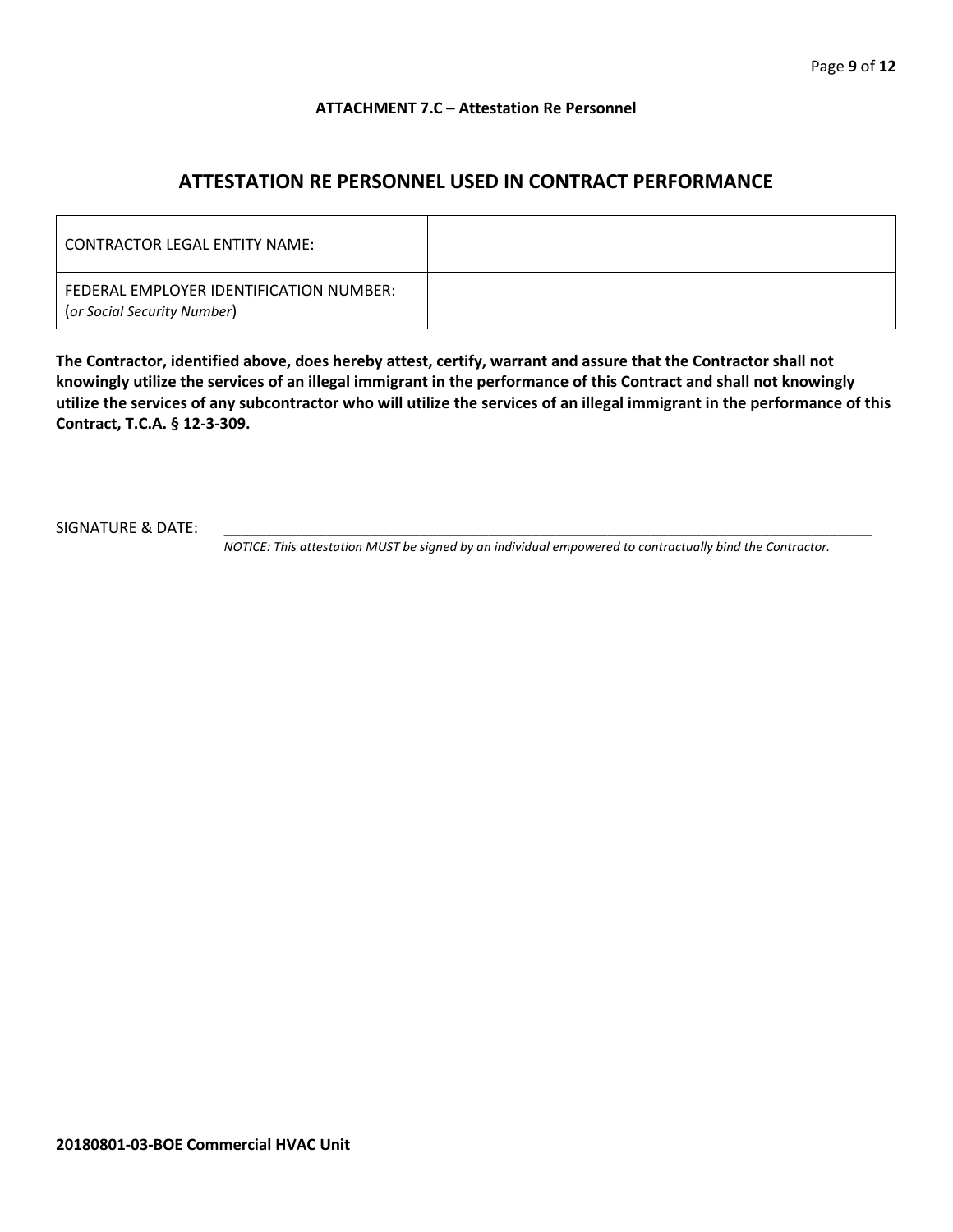**ATTACHMENT 7.C – Attestation Re Personnel**

## ATTESTATION RE PERSONNEL USED IN CONTRACT PERFORMANCE

| CONTRACTOR LEGAL ENTITY NAME: | |
|---|---|
| FEDERAL EMPLOYER IDENTIFICATION NUMBER: (*or Social Security Number*) | |

**The Contractor, identified above, does hereby attest, certify, warrant and assure that the Contractor shall not knowingly utilize the services of an illegal immigrant in the performance of this Contract and shall not knowingly utilize the services of any subcontractor who will utilize the services of an illegal immigrant in the performance of this Contract, T.C.A. § 12-3-309.**

SIGNATURE & DATE: ________________________________________________________________________________

*NOTICE: This attestation MUST be signed by an individual empowered to contractually bind the Contractor.*

**20180801-03-BOE Commercial HVAC Unit**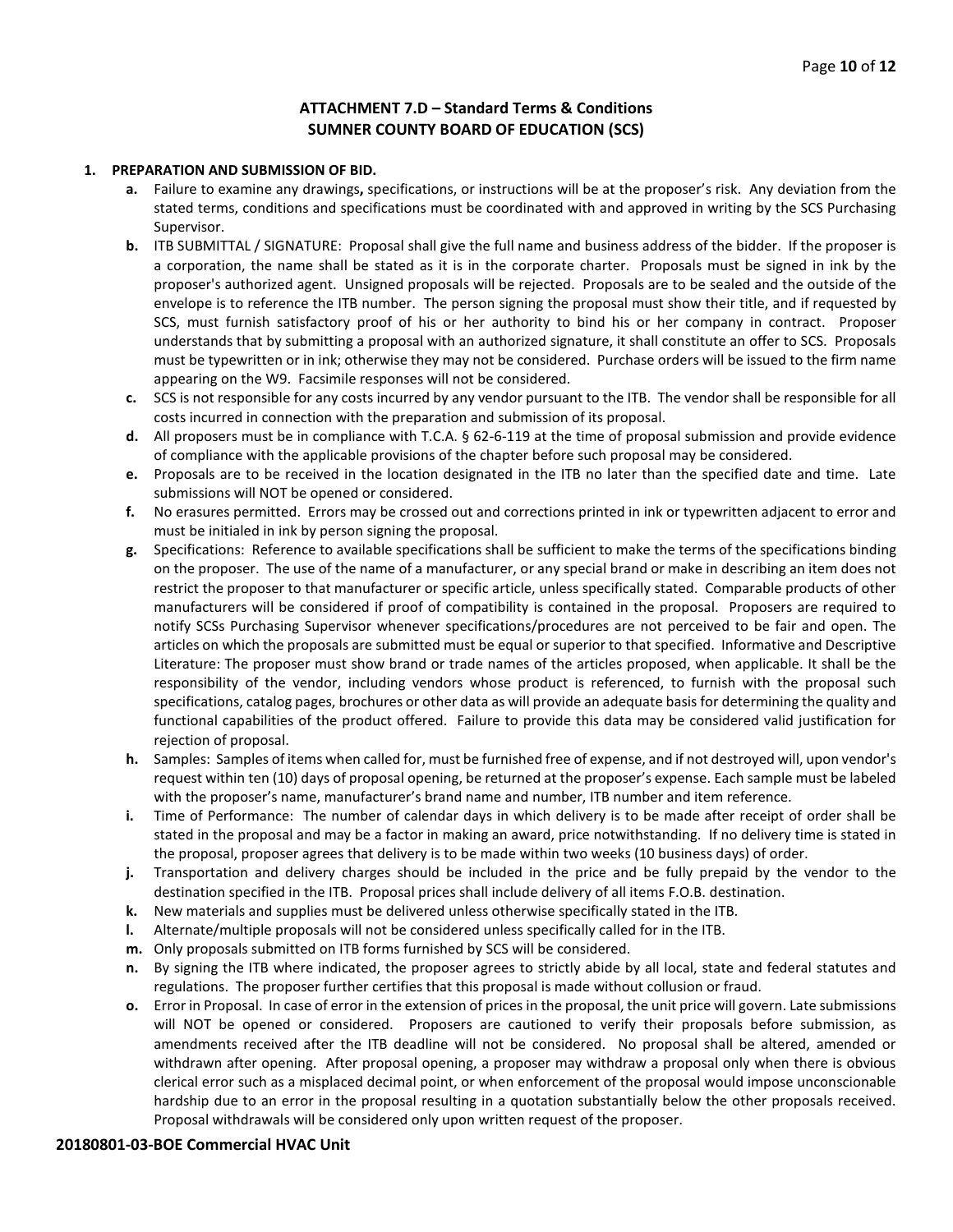## ATTACHMENT 7.D – Standard Terms & Conditions
## SUMNER COUNTY BOARD OF EDUCATION (SCS)

**1. PREPARATION AND SUBMISSION OF BID.**

- **a.** Failure to examine any drawings**,** specifications, or instructions will be at the proposer's risk. Any deviation from the stated terms, conditions and specifications must be coordinated with and approved in writing by the SCS Purchasing Supervisor.
- **b.** ITB SUBMITTAL / SIGNATURE: Proposal shall give the full name and business address of the bidder. If the proposer is a corporation, the name shall be stated as it is in the corporate charter. Proposals must be signed in ink by the proposer's authorized agent. Unsigned proposals will be rejected. Proposals are to be sealed and the outside of the envelope is to reference the ITB number. The person signing the proposal must show their title, and if requested by SCS, must furnish satisfactory proof of his or her authority to bind his or her company in contract. Proposer understands that by submitting a proposal with an authorized signature, it shall constitute an offer to SCS. Proposals must be typewritten or in ink; otherwise they may not be considered. Purchase orders will be issued to the firm name appearing on the W9. Facsimile responses will not be considered.
- **c.** SCS is not responsible for any costs incurred by any vendor pursuant to the ITB. The vendor shall be responsible for all costs incurred in connection with the preparation and submission of its proposal.
- **d.** All proposers must be in compliance with T.C.A. § 62-6-119 at the time of proposal submission and provide evidence of compliance with the applicable provisions of the chapter before such proposal may be considered.
- **e.** Proposals are to be received in the location designated in the ITB no later than the specified date and time. Late submissions will NOT be opened or considered.
- **f.** No erasures permitted. Errors may be crossed out and corrections printed in ink or typewritten adjacent to error and must be initialed in ink by person signing the proposal.
- **g.** Specifications: Reference to available specifications shall be sufficient to make the terms of the specifications binding on the proposer. The use of the name of a manufacturer, or any special brand or make in describing an item does not restrict the proposer to that manufacturer or specific article, unless specifically stated. Comparable products of other manufacturers will be considered if proof of compatibility is contained in the proposal. Proposers are required to notify SCSs Purchasing Supervisor whenever specifications/procedures are not perceived to be fair and open. The articles on which the proposals are submitted must be equal or superior to that specified. Informative and Descriptive Literature: The proposer must show brand or trade names of the articles proposed, when applicable. It shall be the responsibility of the vendor, including vendors whose product is referenced, to furnish with the proposal such specifications, catalog pages, brochures or other data as will provide an adequate basis for determining the quality and functional capabilities of the product offered. Failure to provide this data may be considered valid justification for rejection of proposal.
- **h.** Samples: Samples of items when called for, must be furnished free of expense, and if not destroyed will, upon vendor's request within ten (10) days of proposal opening, be returned at the proposer's expense. Each sample must be labeled with the proposer's name, manufacturer's brand name and number, ITB number and item reference.
- **i.** Time of Performance: The number of calendar days in which delivery is to be made after receipt of order shall be stated in the proposal and may be a factor in making an award, price notwithstanding. If no delivery time is stated in the proposal, proposer agrees that delivery is to be made within two weeks (10 business days) of order.
- **j.** Transportation and delivery charges should be included in the price and be fully prepaid by the vendor to the destination specified in the ITB. Proposal prices shall include delivery of all items F.O.B. destination.
- **k.** New materials and supplies must be delivered unless otherwise specifically stated in the ITB.
- **l.** Alternate/multiple proposals will not be considered unless specifically called for in the ITB.
- **m.** Only proposals submitted on ITB forms furnished by SCS will be considered.
- **n.** By signing the ITB where indicated, the proposer agrees to strictly abide by all local, state and federal statutes and regulations. The proposer further certifies that this proposal is made without collusion or fraud.
- **o.** Error in Proposal. In case of error in the extension of prices in the proposal, the unit price will govern. Late submissions will NOT be opened or considered. Proposers are cautioned to verify their proposals before submission, as amendments received after the ITB deadline will not be considered. No proposal shall be altered, amended or withdrawn after opening. After proposal opening, a proposer may withdraw a proposal only when there is obvious clerical error such as a misplaced decimal point, or when enforcement of the proposal would impose unconscionable hardship due to an error in the proposal resulting in a quotation substantially below the other proposals received. Proposal withdrawals will be considered only upon written request of the proposer.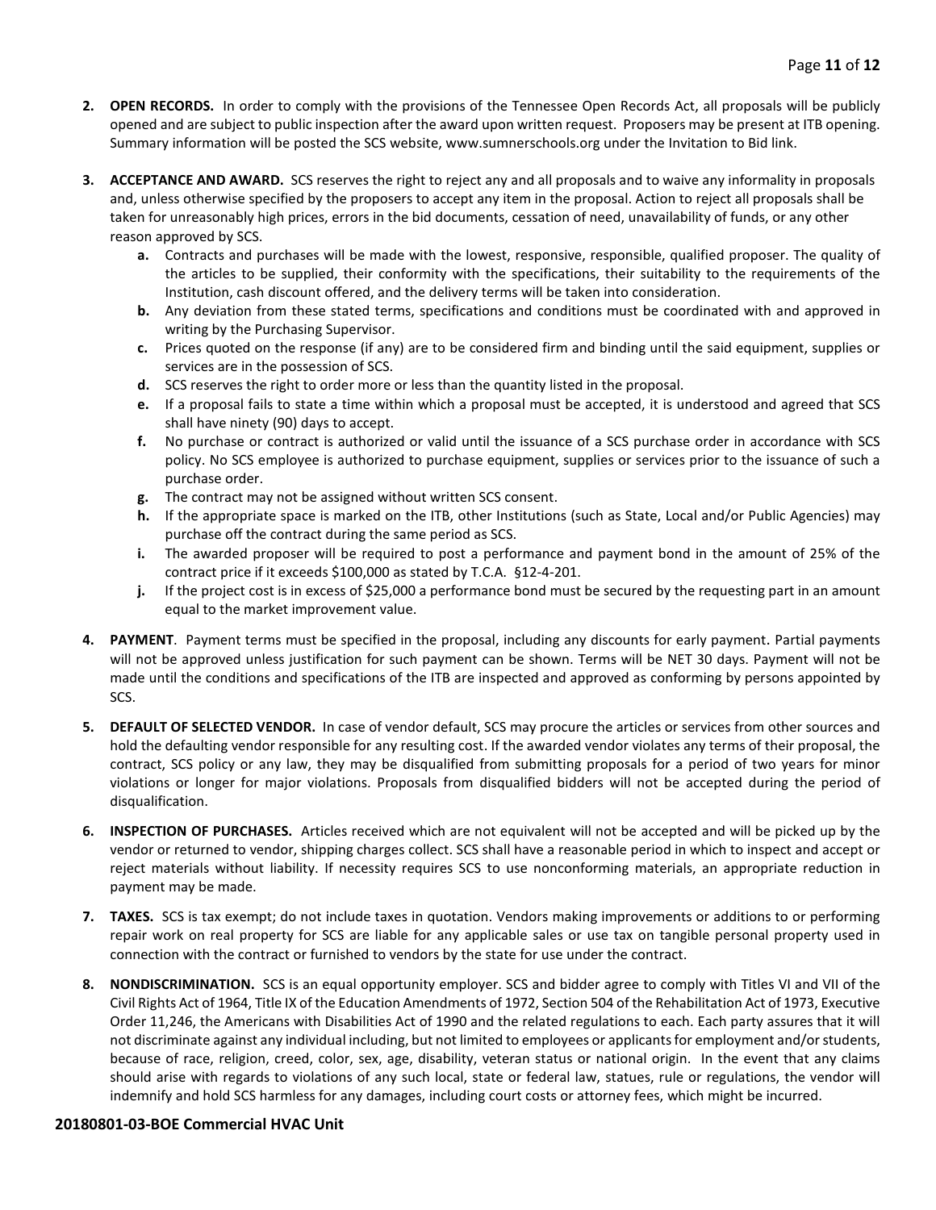2. **OPEN RECORDS.** In order to comply with the provisions of the Tennessee Open Records Act, all proposals will be publicly opened and are subject to public inspection after the award upon written request. Proposers may be present at ITB opening. Summary information will be posted the SCS website, www.sumnerschools.org under the Invitation to Bid link.

3. **ACCEPTANCE AND AWARD.** SCS reserves the right to reject any and all proposals and to waive any informality in proposals and, unless otherwise specified by the proposers to accept any item in the proposal. Action to reject all proposals shall be taken for unreasonably high prices, errors in the bid documents, cessation of need, unavailability of funds, or any other reason approved by SCS.
   - **a.** Contracts and purchases will be made with the lowest, responsive, responsible, qualified proposer. The quality of the articles to be supplied, their conformity with the specifications, their suitability to the requirements of the Institution, cash discount offered, and the delivery terms will be taken into consideration.
   - **b.** Any deviation from these stated terms, specifications and conditions must be coordinated with and approved in writing by the Purchasing Supervisor.
   - **c.** Prices quoted on the response (if any) are to be considered firm and binding until the said equipment, supplies or services are in the possession of SCS.
   - **d.** SCS reserves the right to order more or less than the quantity listed in the proposal.
   - **e.** If a proposal fails to state a time within which a proposal must be accepted, it is understood and agreed that SCS shall have ninety (90) days to accept.
   - **f.** No purchase or contract is authorized or valid until the issuance of a SCS purchase order in accordance with SCS policy. No SCS employee is authorized to purchase equipment, supplies or services prior to the issuance of such a purchase order.
   - **g.** The contract may not be assigned without written SCS consent.
   - **h.** If the appropriate space is marked on the ITB, other Institutions (such as State, Local and/or Public Agencies) may purchase off the contract during the same period as SCS.
   - **i.** The awarded proposer will be required to post a performance and payment bond in the amount of 25% of the contract price if it exceeds $100,000 as stated by T.C.A. §12-4-201.
   - **j.** If the project cost is in excess of $25,000 a performance bond must be secured by the requesting part in an amount equal to the market improvement value.

4. **PAYMENT**. Payment terms must be specified in the proposal, including any discounts for early payment. Partial payments will not be approved unless justification for such payment can be shown. Terms will be NET 30 days. Payment will not be made until the conditions and specifications of the ITB are inspected and approved as conforming by persons appointed by SCS.

5. **DEFAULT OF SELECTED VENDOR.** In case of vendor default, SCS may procure the articles or services from other sources and hold the defaulting vendor responsible for any resulting cost. If the awarded vendor violates any terms of their proposal, the contract, SCS policy or any law, they may be disqualified from submitting proposals for a period of two years for minor violations or longer for major violations. Proposals from disqualified bidders will not be accepted during the period of disqualification.

6. **INSPECTION OF PURCHASES.** Articles received which are not equivalent will not be accepted and will be picked up by the vendor or returned to vendor, shipping charges collect. SCS shall have a reasonable period in which to inspect and accept or reject materials without liability. If necessity requires SCS to use nonconforming materials, an appropriate reduction in payment may be made.

7. **TAXES.** SCS is tax exempt; do not include taxes in quotation. Vendors making improvements or additions to or performing repair work on real property for SCS are liable for any applicable sales or use tax on tangible personal property used in connection with the contract or furnished to vendors by the state for use under the contract.

8. **NONDISCRIMINATION.** SCS is an equal opportunity employer. SCS and bidder agree to comply with Titles VI and VII of the Civil Rights Act of 1964, Title IX of the Education Amendments of 1972, Section 504 of the Rehabilitation Act of 1973, Executive Order 11,246, the Americans with Disabilities Act of 1990 and the related regulations to each. Each party assures that it will not discriminate against any individual including, but not limited to employees or applicants for employment and/or students, because of race, religion, creed, color, sex, age, disability, veteran status or national origin. In the event that any claims should arise with regards to violations of any such local, state or federal law, statues, rule or regulations, the vendor will indemnify and hold SCS harmless for any damages, including court costs or attorney fees, which might be incurred.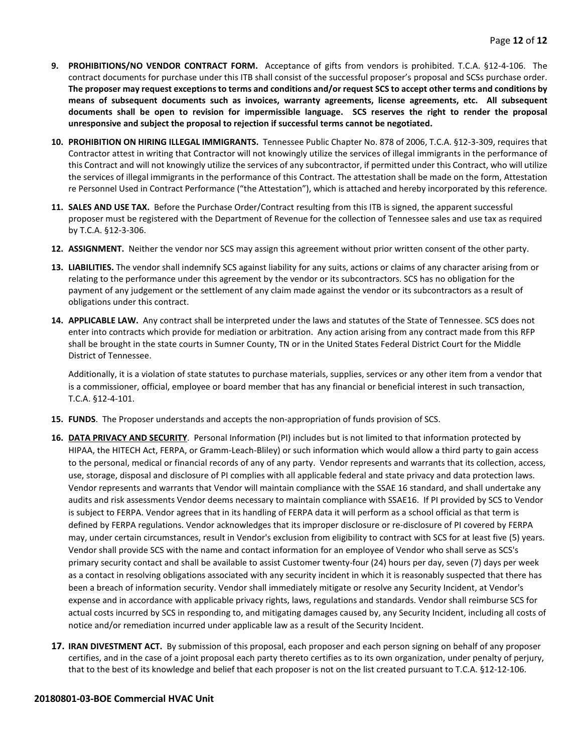9. **PROHIBITIONS/NO VENDOR CONTRACT FORM.** Acceptance of gifts from vendors is prohibited. T.C.A. §12-4-106. The contract documents for purchase under this ITB shall consist of the successful proposer's proposal and SCSs purchase order. **The proposer may request exceptions to terms and conditions and/or request SCS to accept other terms and conditions by means of subsequent documents such as invoices, warranty agreements, license agreements, etc. All subsequent documents shall be open to revision for impermissible language. SCS reserves the right to render the proposal unresponsive and subject the proposal to rejection if successful terms cannot be negotiated.**

10. **PROHIBITION ON HIRING ILLEGAL IMMIGRANTS.** Tennessee Public Chapter No. 878 of 2006, T.C.A. §12-3-309, requires that Contractor attest in writing that Contractor will not knowingly utilize the services of illegal immigrants in the performance of this Contract and will not knowingly utilize the services of any subcontractor, if permitted under this Contract, who will utilize the services of illegal immigrants in the performance of this Contract. The attestation shall be made on the form, Attestation re Personnel Used in Contract Performance ("the Attestation"), which is attached and hereby incorporated by this reference.

11. **SALES AND USE TAX.** Before the Purchase Order/Contract resulting from this ITB is signed, the apparent successful proposer must be registered with the Department of Revenue for the collection of Tennessee sales and use tax as required by T.C.A. §12-3-306.

12. **ASSIGNMENT.** Neither the vendor nor SCS may assign this agreement without prior written consent of the other party.

13. **LIABILITIES.** The vendor shall indemnify SCS against liability for any suits, actions or claims of any character arising from or relating to the performance under this agreement by the vendor or its subcontractors. SCS has no obligation for the payment of any judgement or the settlement of any claim made against the vendor or its subcontractors as a result of obligations under this contract.

14. **APPLICABLE LAW.** Any contract shall be interpreted under the laws and statutes of the State of Tennessee. SCS does not enter into contracts which provide for mediation or arbitration. Any action arising from any contract made from this RFP shall be brought in the state courts in Sumner County, TN or in the United States Federal District Court for the Middle District of Tennessee.

    Additionally, it is a violation of state statutes to purchase materials, supplies, services or any other item from a vendor that is a commissioner, official, employee or board member that has any financial or beneficial interest in such transaction, T.C.A. §12-4-101.

15. **FUNDS**. The Proposer understands and accepts the non-appropriation of funds provision of SCS.

16. **DATA PRIVACY AND SECURITY**. Personal Information (PI) includes but is not limited to that information protected by HIPAA, the HITECH Act, FERPA, or Gramm-Leach-Bliley) or such information which would allow a third party to gain access to the personal, medical or financial records of any of any party. Vendor represents and warrants that its collection, access, use, storage, disposal and disclosure of PI complies with all applicable federal and state privacy and data protection laws. Vendor represents and warrants that Vendor will maintain compliance with the SSAE 16 standard, and shall undertake any audits and risk assessments Vendor deems necessary to maintain compliance with SSAE16. If PI provided by SCS to Vendor is subject to FERPA. Vendor agrees that in its handling of FERPA data it will perform as a school official as that term is defined by FERPA regulations. Vendor acknowledges that its improper disclosure or re-disclosure of PI covered by FERPA may, under certain circumstances, result in Vendor's exclusion from eligibility to contract with SCS for at least five (5) years. Vendor shall provide SCS with the name and contact information for an employee of Vendor who shall serve as SCS's primary security contact and shall be available to assist Customer twenty-four (24) hours per day, seven (7) days per week as a contact in resolving obligations associated with any security incident in which it is reasonably suspected that there has been a breach of information security. Vendor shall immediately mitigate or resolve any Security Incident, at Vendor's expense and in accordance with applicable privacy rights, laws, regulations and standards. Vendor shall reimburse SCS for actual costs incurred by SCS in responding to, and mitigating damages caused by, any Security Incident, including all costs of notice and/or remediation incurred under applicable law as a result of the Security Incident.

17. **IRAN DIVESTMENT ACT.** By submission of this proposal, each proposer and each person signing on behalf of any proposer certifies, and in the case of a joint proposal each party thereto certifies as to its own organization, under penalty of perjury, that to the best of its knowledge and belief that each proposer is not on the list created pursuant to T.C.A. §12-12-106.